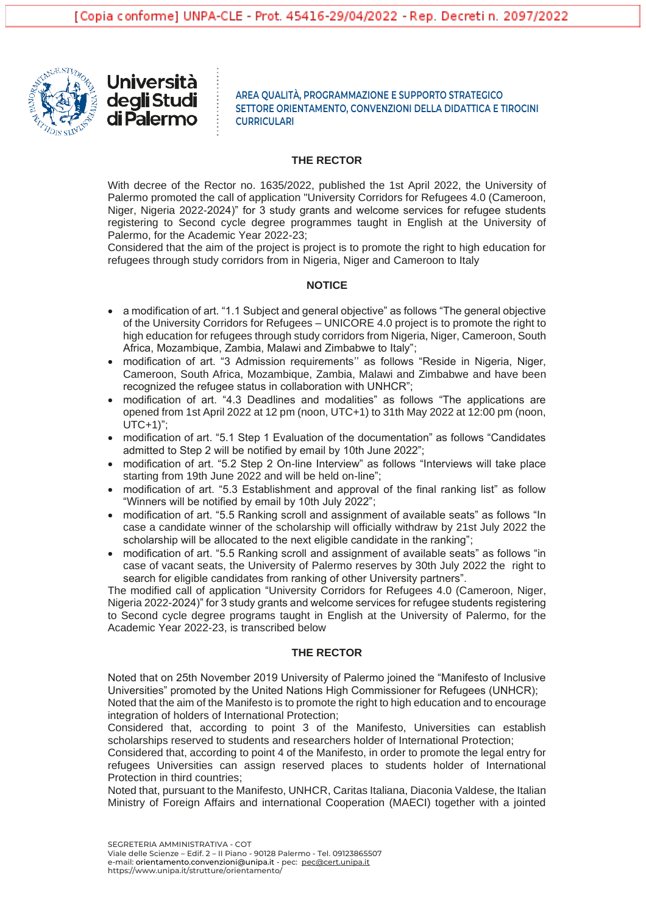[Copia conforme] UNPA-CLE - Prot. 45416-29/04/2022 - Rep. Decreti n. 2097/2022

Università degli Studi di Palermo

AREA QUALITÀ, PROGRAMMAZIONE E SUPPORTO STRATEGICO
SETTORE ORIENTAMENTO, CONVENZIONI DELLA DIDATTICA E TIROCINI CURRICULARI

**THE RECTOR**

With decree of the Rector no. 1635/2022, published the 1st April 2022, the University of Palermo promoted the call of application "University Corridors for Refugees 4.0 (Cameroon, Niger, Nigeria 2022-2024)" for 3 study grants and welcome services for refugee students registering to Second cycle degree programmes taught in English at the University of Palermo, for the Academic Year 2022-23;
Considered that the aim of the project is project is to promote the right to high education for refugees through study corridors from in Nigeria, Niger and Cameroon to Italy

**NOTICE**

- a modification of art. "1.1 Subject and general objective" as follows "The general objective of the University Corridors for Refugees – UNICORE 4.0 project is to promote the right to high education for refugees through study corridors from Nigeria, Niger, Cameroon, South Africa, Mozambique, Zambia, Malawi and Zimbabwe to Italy";
- modification of art. "3 Admission requirements'' as follows "Reside in Nigeria, Niger, Cameroon, South Africa, Mozambique, Zambia, Malawi and Zimbabwe and have been recognized the refugee status in collaboration with UNHCR";
- modification of art. "4.3 Deadlines and modalities" as follows "The applications are opened from 1st April 2022 at 12 pm (noon, UTC+1) to 31th May 2022 at 12:00 pm (noon, UTC+1)";
- modification of art. "5.1 Step 1 Evaluation of the documentation" as follows "Candidates admitted to Step 2 will be notified by email by 10th June 2022";
- modification of art. "5.2 Step 2 On-line Interview" as follows "Interviews will take place starting from 19th June 2022 and will be held on-line";
- modification of art. "5.3 Establishment and approval of the final ranking list" as follow "Winners will be notified by email by 10th July 2022";
- modification of art. "5.5 Ranking scroll and assignment of available seats" as follows "In case a candidate winner of the scholarship will officially withdraw by 21st July 2022 the scholarship will be allocated to the next eligible candidate in the ranking";
- modification of art. "5.5 Ranking scroll and assignment of available seats" as follows "in case of vacant seats, the University of Palermo reserves by 30th July 2022 the right to search for eligible candidates from ranking of other University partners".

The modified call of application "University Corridors for Refugees 4.0 (Cameroon, Niger, Nigeria 2022-2024)" for 3 study grants and welcome services for refugee students registering to Second cycle degree programs taught in English at the University of Palermo, for the Academic Year 2022-23, is transcribed below

**THE RECTOR**

Noted that on 25th November 2019 University of Palermo joined the "Manifesto of Inclusive Universities" promoted by the United Nations High Commissioner for Refugees (UNHCR);
Noted that the aim of the Manifesto is to promote the right to high education and to encourage integration of holders of International Protection;
Considered that, according to point 3 of the Manifesto, Universities can establish scholarships reserved to students and researchers holder of International Protection;
Considered that, according to point 4 of the Manifesto, in order to promote the legal entry for refugees Universities can assign reserved places to students holder of International Protection in third countries;
Noted that, pursuant to the Manifesto, UNHCR, Caritas Italiana, Diaconia Valdese, the Italian Ministry of Foreign Affairs and international Cooperation (MAECI) together with a jointed

SEGRETERIA AMMINISTRATIVA - COT
Viale delle Scienze – Edif. 2 – II Piano - 90128 Palermo - Tel. 09123865507
e-mail: orientamento.convenzioni@unipa.it - pec: pec@cert.unipa.it
https://www.unipa.it/strutture/orientamento/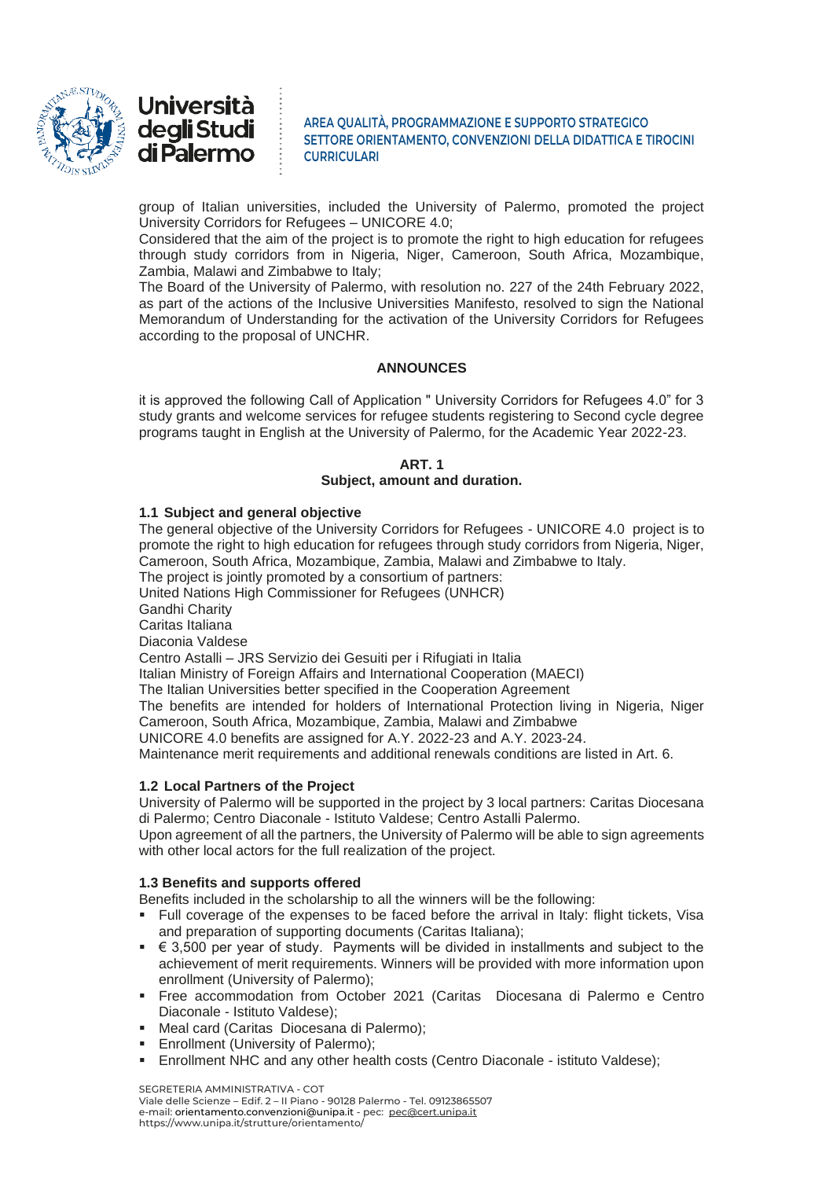group of Italian universities, included the University of Palermo, promoted the project University Corridors for Refugees – UNICORE 4.0;

Considered that the aim of the project is to promote the right to high education for refugees through study corridors from in Nigeria, Niger, Cameroon, South Africa, Mozambique, Zambia, Malawi and Zimbabwe to Italy;

The Board of the University of Palermo, with resolution no. 227 of the 24th February 2022, as part of the actions of the Inclusive Universities Manifesto, resolved to sign the National Memorandum of Understanding for the activation of the University Corridors for Refugees according to the proposal of UNCHR.

**ANNOUNCES**

it is approved the following Call of Application " University Corridors for Refugees 4.0" for 3 study grants and welcome services for refugee students registering to Second cycle degree programs taught in English at the University of Palermo, for the Academic Year 2022-23.

## ART. 1
## Subject, amount and duration.

### 1.1 Subject and general objective

The general objective of the University Corridors for Refugees - UNICORE 4.0 project is to promote the right to high education for refugees through study corridors from Nigeria, Niger, Cameroon, South Africa, Mozambique, Zambia, Malawi and Zimbabwe to Italy.

The project is jointly promoted by a consortium of partners:

United Nations High Commissioner for Refugees (UNHCR)

Gandhi Charity

Caritas Italiana

Diaconia Valdese

Centro Astalli – JRS Servizio dei Gesuiti per i Rifugiati in Italia

Italian Ministry of Foreign Affairs and International Cooperation (MAECI)

The Italian Universities better specified in the Cooperation Agreement

The benefits are intended for holders of International Protection living in Nigeria, Niger Cameroon, South Africa, Mozambique, Zambia, Malawi and Zimbabwe

UNICORE 4.0 benefits are assigned for A.Y. 2022-23 and A.Y. 2023-24.

Maintenance merit requirements and additional renewals conditions are listed in Art. 6.

### 1.2 Local Partners of the Project

University of Palermo will be supported in the project by 3 local partners: Caritas Diocesana di Palermo; Centro Diaconale - Istituto Valdese; Centro Astalli Palermo.

Upon agreement of all the partners, the University of Palermo will be able to sign agreements with other local actors for the full realization of the project.

### 1.3 Benefits and supports offered

Benefits included in the scholarship to all the winners will be the following:

- Full coverage of the expenses to be faced before the arrival in Italy: flight tickets, Visa and preparation of supporting documents (Caritas Italiana);
- € 3,500 per year of study. Payments will be divided in installments and subject to the achievement of merit requirements. Winners will be provided with more information upon enrollment (University of Palermo);
- Free accommodation from October 2021 (Caritas Diocesana di Palermo e Centro Diaconale - Istituto Valdese);
- Meal card (Caritas Diocesana di Palermo);
- Enrollment (University of Palermo);
- Enrollment NHC and any other health costs (Centro Diaconale - istituto Valdese);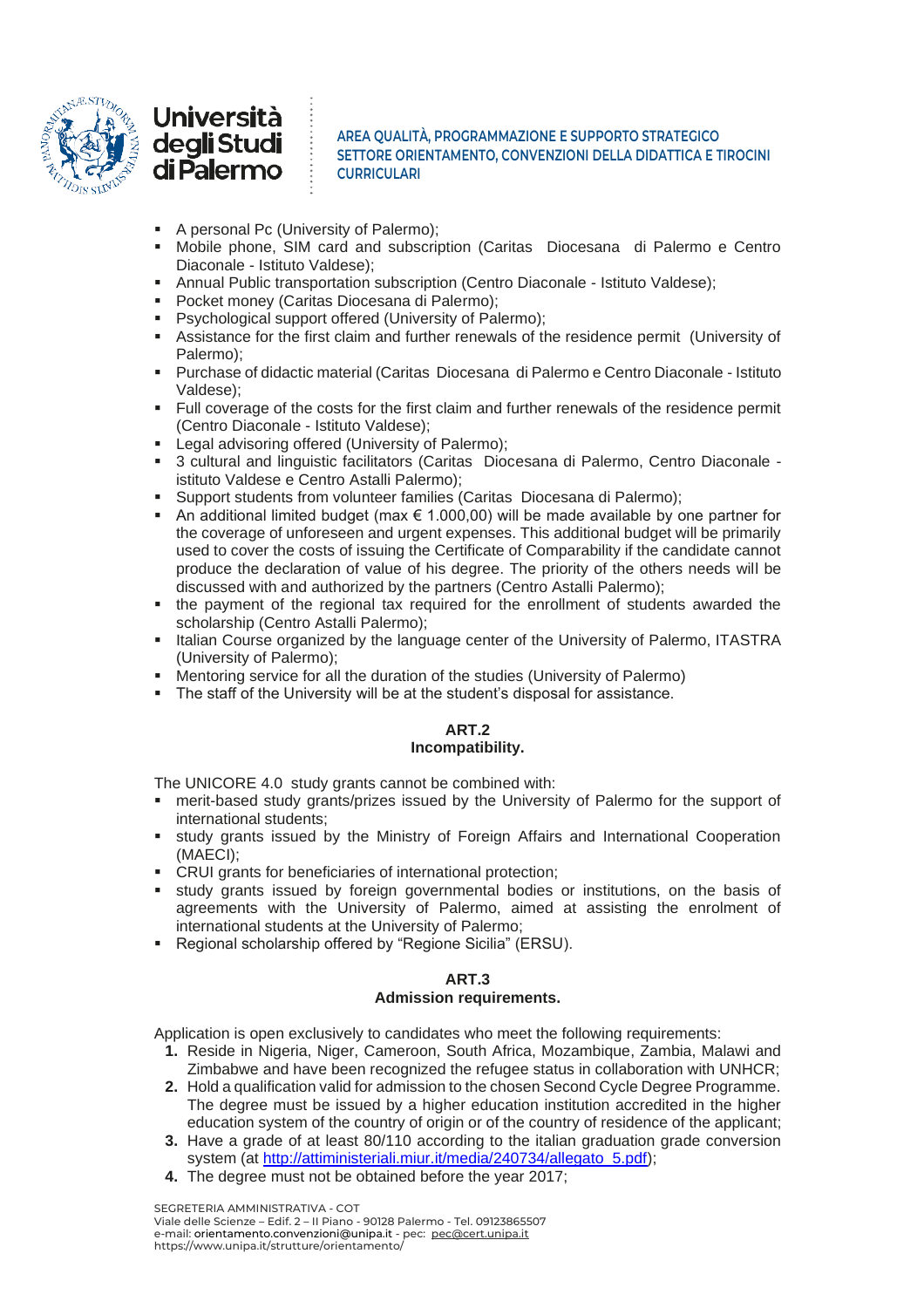- A personal Pc (University of Palermo);
- Mobile phone, SIM card and subscription (Caritas Diocesana di Palermo e Centro Diaconale - Istituto Valdese);
- Annual Public transportation subscription (Centro Diaconale - Istituto Valdese);
- Pocket money (Caritas Diocesana di Palermo);
- Psychological support offered (University of Palermo);
- Assistance for the first claim and further renewals of the residence permit (University of Palermo);
- Purchase of didactic material (Caritas Diocesana di Palermo e Centro Diaconale - Istituto Valdese);
- Full coverage of the costs for the first claim and further renewals of the residence permit (Centro Diaconale - Istituto Valdese);
- Legal advisoring offered (University of Palermo);
- 3 cultural and linguistic facilitators (Caritas Diocesana di Palermo, Centro Diaconale - istituto Valdese e Centro Astalli Palermo);
- Support students from volunteer families (Caritas Diocesana di Palermo);
- An additional limited budget (max € 1.000,00) will be made available by one partner for the coverage of unforeseen and urgent expenses. This additional budget will be primarily used to cover the costs of issuing the Certificate of Comparability if the candidate cannot produce the declaration of value of his degree. The priority of the others needs will be discussed with and authorized by the partners (Centro Astalli Palermo);
- the payment of the regional tax required for the enrollment of students awarded the scholarship (Centro Astalli Palermo);
- Italian Course organized by the language center of the University of Palermo, ITASTRA (University of Palermo);
- Mentoring service for all the duration of the studies (University of Palermo)
- The staff of the University will be at the student's disposal for assistance.

## ART.2
**Incompatibility.**

The UNICORE 4.0 study grants cannot be combined with:

- merit-based study grants/prizes issued by the University of Palermo for the support of international students;
- study grants issued by the Ministry of Foreign Affairs and International Cooperation (MAECI);
- CRUI grants for beneficiaries of international protection;
- study grants issued by foreign governmental bodies or institutions, on the basis of agreements with the University of Palermo, aimed at assisting the enrolment of international students at the University of Palermo;
- Regional scholarship offered by "Regione Sicilia" (ERSU).

## ART.3
**Admission requirements.**

Application is open exclusively to candidates who meet the following requirements:

1. Reside in Nigeria, Niger, Cameroon, South Africa, Mozambique, Zambia, Malawi and Zimbabwe and have been recognized the refugee status in collaboration with UNHCR;
2. Hold a qualification valid for admission to the chosen Second Cycle Degree Programme. The degree must be issued by a higher education institution accredited in the higher education system of the country of origin or of the country of residence of the applicant;
3. Have a grade of at least 80/110 according to the italian graduation grade conversion system (at http://attiministeriali.miur.it/media/240734/allegato_5.pdf);
4. The degree must not be obtained before the year 2017;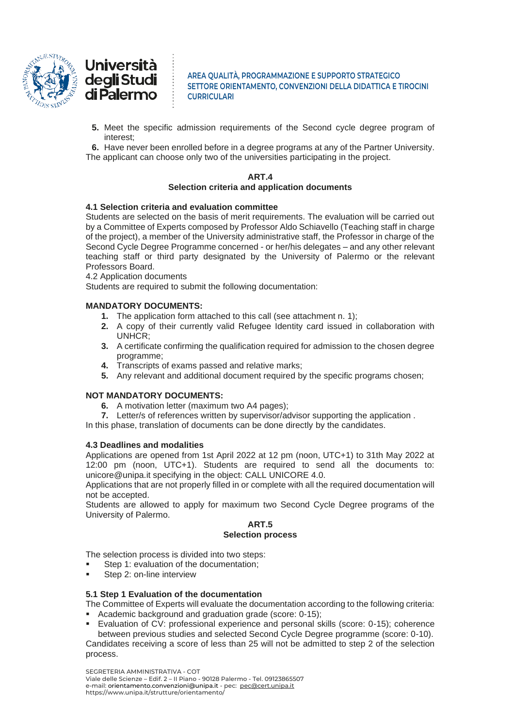5. Meet the specific admission requirements of the Second cycle degree program of interest;
6. Have never been enrolled before in a degree programs at any of the Partner University.

The applicant can choose only two of the universities participating in the project.

## ART.4
## Selection criteria and application documents

### 4.1 Selection criteria and evaluation committee

Students are selected on the basis of merit requirements. The evaluation will be carried out by a Committee of Experts composed by Professor Aldo Schiavello (Teaching staff in charge of the project), a member of the University administrative staff, the Professor in charge of the Second Cycle Degree Programme concerned - or her/his delegates – and any other relevant teaching staff or third party designated by the University of Palermo or the relevant Professors Board.

4.2 Application documents

Students are required to submit the following documentation:

**MANDATORY DOCUMENTS:**

1. The application form attached to this call (see attachment n. 1);
2. A copy of their currently valid Refugee Identity card issued in collaboration with UNHCR;
3. A certificate confirming the qualification required for admission to the chosen degree programme;
4. Transcripts of exams passed and relative marks;
5. Any relevant and additional document required by the specific programs chosen;

**NOT MANDATORY DOCUMENTS:**

6. A motivation letter (maximum two A4 pages);
7. Letter/s of references written by supervisor/advisor supporting the application .

In this phase, translation of documents can be done directly by the candidates.

### 4.3 Deadlines and modalities

Applications are opened from 1st April 2022 at 12 pm (noon, UTC+1) to 31th May 2022 at 12:00 pm (noon, UTC+1). Students are required to send all the documents to: unicore@unipa.it specifying in the object: CALL UNICORE 4.0.

Applications that are not properly filled in or complete with all the required documentation will not be accepted.

Students are allowed to apply for maximum two Second Cycle Degree programs of the University of Palermo.

## ART.5
## Selection process

The selection process is divided into two steps:

- Step 1: evaluation of the documentation;
- Step 2: on-line interview

### 5.1 Step 1 Evaluation of the documentation

The Committee of Experts will evaluate the documentation according to the following criteria:

- Academic background and graduation grade (score: 0-15);
- Evaluation of CV: professional experience and personal skills (score: 0-15); coherence between previous studies and selected Second Cycle Degree programme (score: 0-10).

Candidates receiving a score of less than 25 will not be admitted to step 2 of the selection process.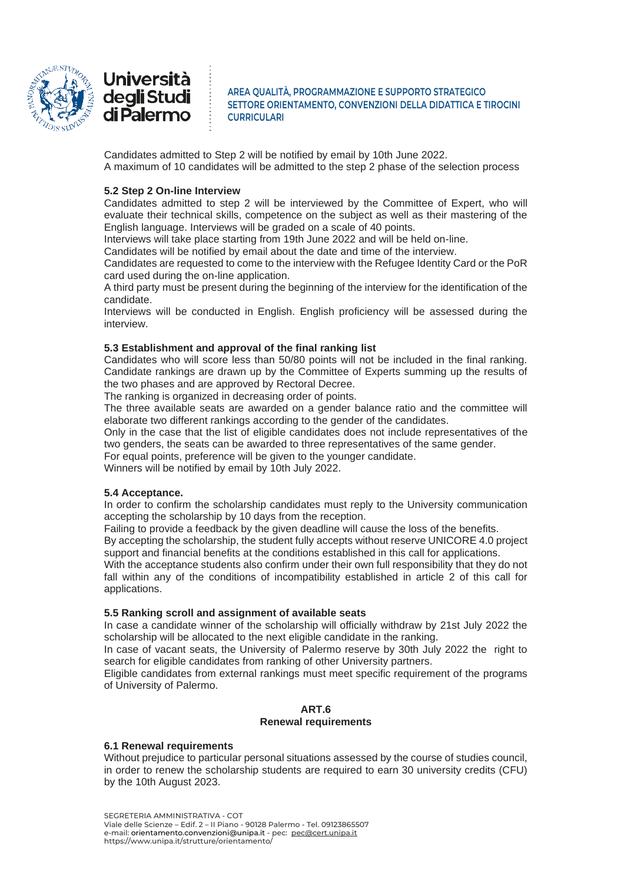Candidates admitted to Step 2 will be notified by email by 10th June 2022.
A maximum of 10 candidates will be admitted to the step 2 phase of the selection process

### 5.2 Step 2 On-line Interview

Candidates admitted to step 2 will be interviewed by the Committee of Expert, who will evaluate their technical skills, competence on the subject as well as their mastering of the English language. Interviews will be graded on a scale of 40 points.
Interviews will take place starting from 19th June 2022 and will be held on-line.
Candidates will be notified by email about the date and time of the interview.
Candidates are requested to come to the interview with the Refugee Identity Card or the PoR card used during the on-line application.
A third party must be present during the beginning of the interview for the identification of the candidate.
Interviews will be conducted in English. English proficiency will be assessed during the interview.

### 5.3 Establishment and approval of the final ranking list

Candidates who will score less than 50/80 points will not be included in the final ranking.
Candidate rankings are drawn up by the Committee of Experts summing up the results of the two phases and are approved by Rectoral Decree.
The ranking is organized in decreasing order of points.
The three available seats are awarded on a gender balance ratio and the committee will elaborate two different rankings according to the gender of the candidates.
Only in the case that the list of eligible candidates does not include representatives of the two genders, the seats can be awarded to three representatives of the same gender.
For equal points, preference will be given to the younger candidate.
Winners will be notified by email by 10th July 2022.

### 5.4 Acceptance.

In order to confirm the scholarship candidates must reply to the University communication accepting the scholarship by 10 days from the reception.
Failing to provide a feedback by the given deadline will cause the loss of the benefits.
By accepting the scholarship, the student fully accepts without reserve UNICORE 4.0 project support and financial benefits at the conditions established in this call for applications.
With the acceptance students also confirm under their own full responsibility that they do not fall within any of the conditions of incompatibility established in article 2 of this call for applications.

### 5.5 Ranking scroll and assignment of available seats

In case a candidate winner of the scholarship will officially withdraw by 21st July 2022 the scholarship will be allocated to the next eligible candidate in the ranking.
In case of vacant seats, the University of Palermo reserve by 30th July 2022 the right to search for eligible candidates from ranking of other University partners.
Eligible candidates from external rankings must meet specific requirement of the programs of University of Palermo.

## ART.6
## Renewal requirements

### 6.1 Renewal requirements

Without prejudice to particular personal situations assessed by the course of studies council, in order to renew the scholarship students are required to earn 30 university credits (CFU) by the 10th August 2023.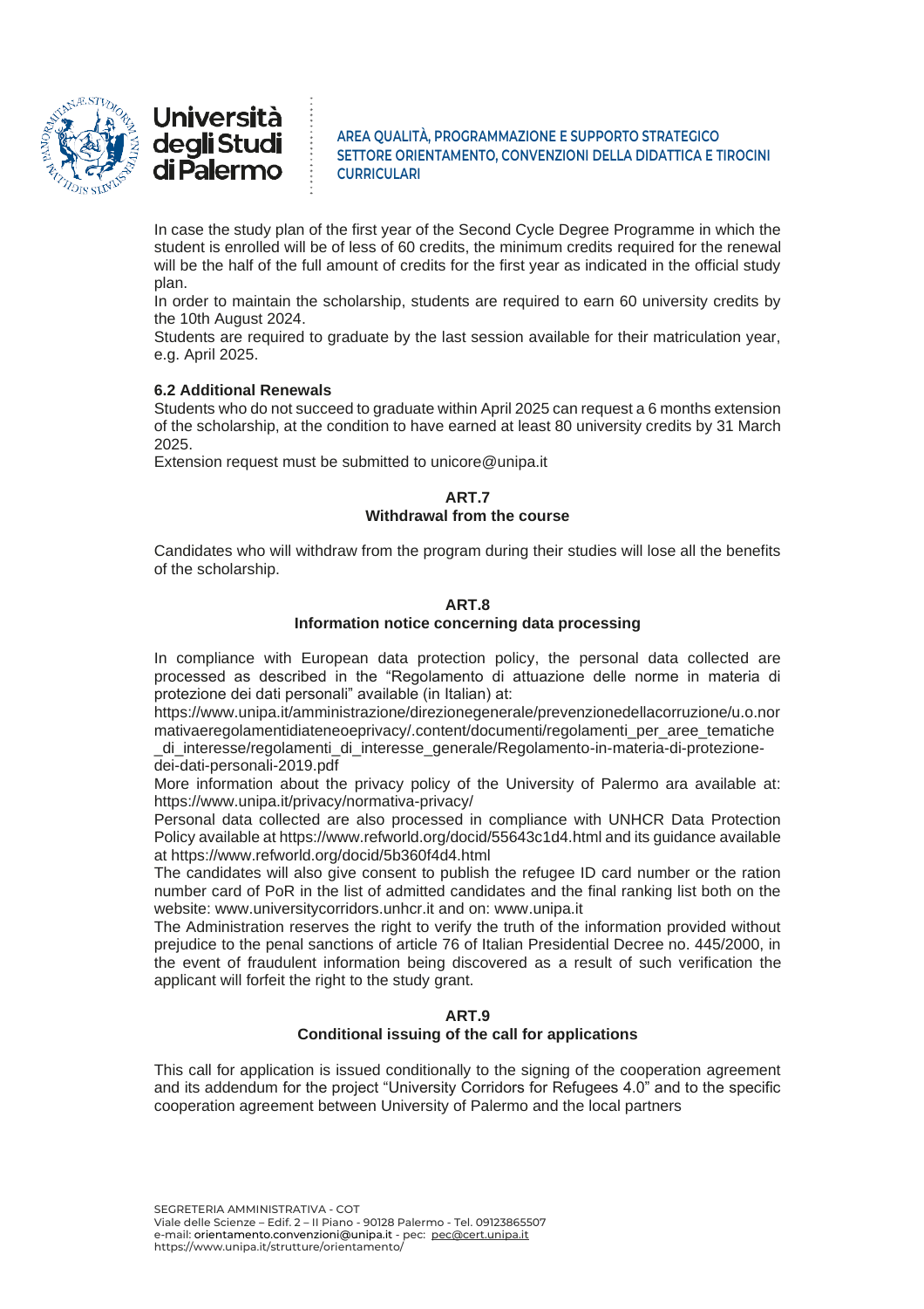In case the study plan of the first year of the Second Cycle Degree Programme in which the student is enrolled will be of less of 60 credits, the minimum credits required for the renewal will be the half of the full amount of credits for the first year as indicated in the official study plan.

In order to maintain the scholarship, students are required to earn 60 university credits by the 10th August 2024.

Students are required to graduate by the last session available for their matriculation year, e.g. April 2025.

### 6.2 Additional Renewals

Students who do not succeed to graduate within April 2025 can request a 6 months extension of the scholarship, at the condition to have earned at least 80 university credits by 31 March 2025.

Extension request must be submitted to unicore@unipa.it

## ART.7
## Withdrawal from the course

Candidates who will withdraw from the program during their studies will lose all the benefits of the scholarship.

## ART.8
## Information notice concerning data processing

In compliance with European data protection policy, the personal data collected are processed as described in the "Regolamento di attuazione delle norme in materia di protezione dei dati personali" available (in Italian) at:
https://www.unipa.it/amministrazione/direzionegenerale/prevenzionedellacorruzione/u.o.normativaeregolamentidiateneoeprivacy/.content/documenti/regolamenti_per_aree_tematiche_di_interesse/regolamenti_di_interesse_generale/Regolamento-in-materia-di-protezione-dei-dati-personali-2019.pdf

More information about the privacy policy of the University of Palermo ara available at: https://www.unipa.it/privacy/normativa-privacy/

Personal data collected are also processed in compliance with UNHCR Data Protection Policy available at https://www.refworld.org/docid/55643c1d4.html and its guidance available at https://www.refworld.org/docid/5b360f4d4.html

The candidates will also give consent to publish the refugee ID card number or the ration number card of PoR in the list of admitted candidates and the final ranking list both on the website: www.universitycorridors.unhcr.it and on: www.unipa.it

The Administration reserves the right to verify the truth of the information provided without prejudice to the penal sanctions of article 76 of Italian Presidential Decree no. 445/2000, in the event of fraudulent information being discovered as a result of such verification the applicant will forfeit the right to the study grant.

## ART.9
## Conditional issuing of the call for applications

This call for application is issued conditionally to the signing of the cooperation agreement and its addendum for the project "University Corridors for Refugees 4.0" and to the specific cooperation agreement between University of Palermo and the local partners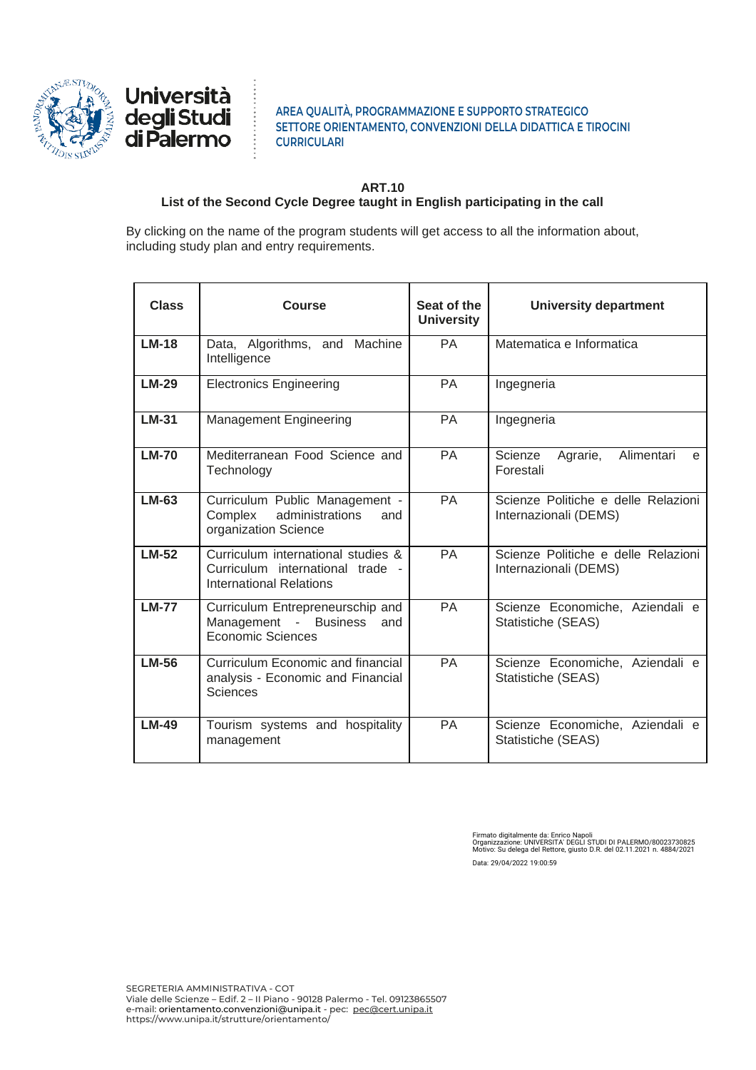AREA QUALITÀ, PROGRAMMAZIONE E SUPPORTO STRATEGICO
SETTORE ORIENTAMENTO, CONVENZIONI DELLA DIDATTICA E TIROCINI CURRICULARI

## ART.10
## List of the Second Cycle Degree taught in English participating in the call

By clicking on the name of the program students will get access to all the information about, including study plan and entry requirements.

| Class | Course | Seat of the University | University department |
|---|---|---|---|
| **LM-18** | Data, Algorithms, and Machine Intelligence | PA | Matematica e Informatica |
| **LM-29** | Electronics Engineering | PA | Ingegneria |
| **LM-31** | Management Engineering | PA | Ingegneria |
| **LM-70** | Mediterranean Food Science and Technology | PA | Scienze Agrarie, Alimentari e Forestali |
| **LM-63** | Curriculum Public Management - Complex administrations and organization Science | PA | Scienze Politiche e delle Relazioni Internazionali (DEMS) |
| **LM-52** | Curriculum international studies & Curriculum international trade - International Relations | PA | Scienze Politiche e delle Relazioni Internazionali (DEMS) |
| **LM-77** | Curriculum Entrepreneurschip and Management - Business and Economic Sciences | PA | Scienze Economiche, Aziendali e Statistiche (SEAS) |
| **LM-56** | Curriculum Economic and financial analysis - Economic and Financial Sciences | PA | Scienze Economiche, Aziendali e Statistiche (SEAS) |
| **LM-49** | Tourism systems and hospitality management | PA | Scienze Economiche, Aziendali e Statistiche (SEAS) |

Firmato digitalmente da: Enrico Napoli
Organizzazione: UNIVERSITA' DEGLI STUDI DI PALERMO/80023730825
Motivo: Su delega del Rettore, giusto D.R. del 02.11.2021 n. 4884/2021
Data: 29/04/2022 19:00:59

SEGRETERIA AMMINISTRATIVA - COT
Viale delle Scienze – Edif. 2 – II Piano - 90128 Palermo - Tel. 09123865507
e-mail: orientamento.convenzioni@unipa.it - pec: pec@cert.unipa.it
https://www.unipa.it/strutture/orientamento/